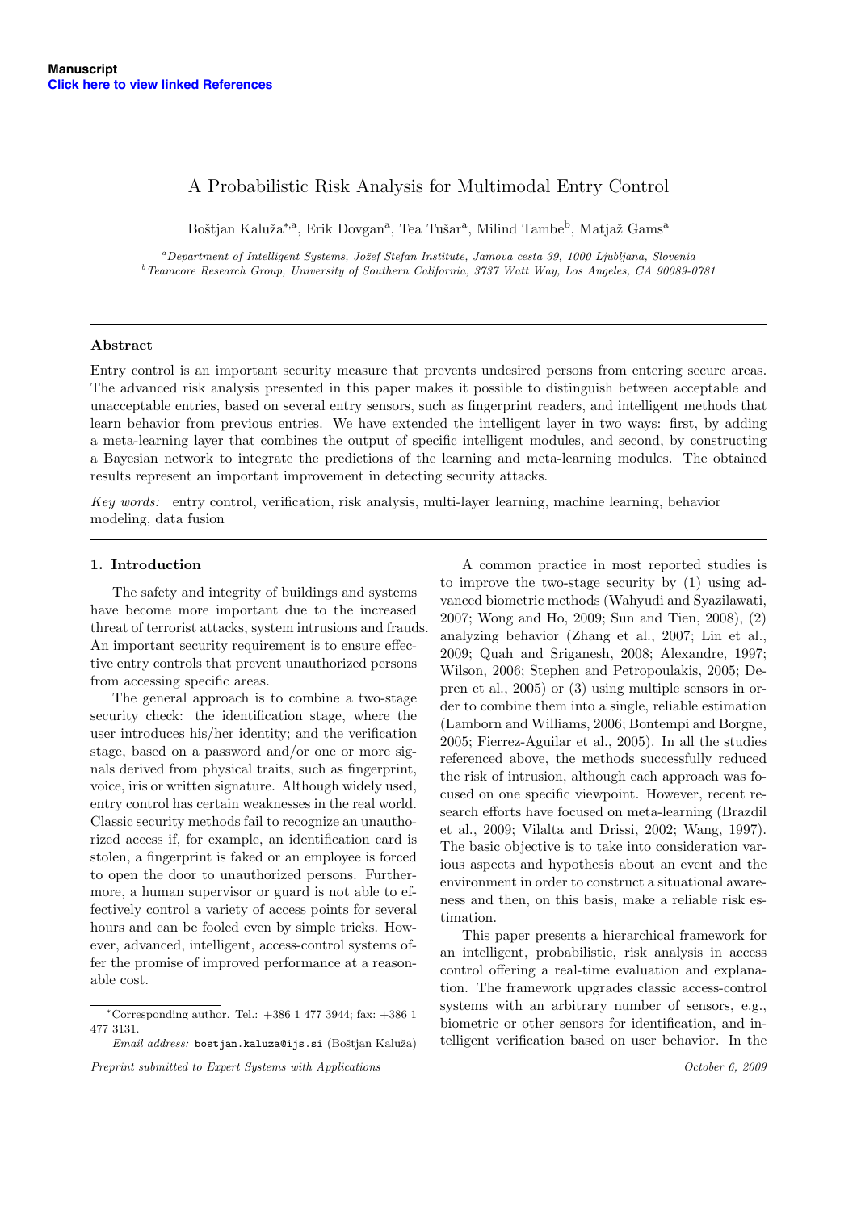Manuscript
Click here to view linked References

# A Probabilistic Risk Analysis for Multimodal Entry Control

Boštjan Kaluža[*,a], Erik Dovgan[a], Tea Tušar[a], Milind Tambe[b], Matjaž Gams[a]

[a] *Department of Intelligent Systems, Jožef Stefan Institute, Jamova cesta 39, 1000 Ljubljana, Slovenia*
[b] *Teamcore Research Group, University of Southern California, 3737 Watt Way, Los Angeles, CA 90089-0781*

---

## Abstract

Entry control is an important security measure that prevents undesired persons from entering secure areas. The advanced risk analysis presented in this paper makes it possible to distinguish between acceptable and unacceptable entries, based on several entry sensors, such as fingerprint readers, and intelligent methods that learn behavior from previous entries. We have extended the intelligent layer in two ways: first, by adding a meta-learning layer that combines the output of specific intelligent modules, and second, by constructing a Bayesian network to integrate the predictions of the learning and meta-learning modules. The obtained results represent an important improvement in detecting security attacks.

*Key words:* entry control, verification, risk analysis, multi-layer learning, machine learning, behavior modeling, data fusion

---

## 1. Introduction

The safety and integrity of buildings and systems have become more important due to the increased threat of terrorist attacks, system intrusions and frauds. An important security requirement is to ensure effective entry controls that prevent unauthorized persons from accessing specific areas.

The general approach is to combine a two-stage security check: the identification stage, where the user introduces his/her identity; and the verification stage, based on a password and/or one or more signals derived from physical traits, such as fingerprint, voice, iris or written signature. Although widely used, entry control has certain weaknesses in the real world. Classic security methods fail to recognize an unauthorized access if, for example, an identification card is stolen, a fingerprint is faked or an employee is forced to open the door to unauthorized persons. Furthermore, a human supervisor or guard is not able to effectively control a variety of access points for several hours and can be fooled even by simple tricks. However, advanced, intelligent, access-control systems offer the promise of improved performance at a reasonable cost.

A common practice in most reported studies is to improve the two-stage security by (1) using advanced biometric methods (Wahyudi and Syazilawati, 2007; Wong and Ho, 2009; Sun and Tien, 2008), (2) analyzing behavior (Zhang et al., 2007; Lin et al., 2009; Quah and Sriganesh, 2008; Alexandre, 1997; Wilson, 2006; Stephen and Petropoulakis, 2005; Depren et al., 2005) or (3) using multiple sensors in order to combine them into a single, reliable estimation (Lamborn and Williams, 2006; Bontempi and Borgne, 2005; Fierrez-Aguilar et al., 2005). In all the studies referenced above, the methods successfully reduced the risk of intrusion, although each approach was focused on one specific viewpoint. However, recent research efforts have focused on meta-learning (Brazdil et al., 2009; Vilalta and Drissi, 2002; Wang, 1997). The basic objective is to take into consideration various aspects and hypothesis about an event and the environment in order to construct a situational awareness and then, on this basis, make a reliable risk estimation.

This paper presents a hierarchical framework for an intelligent, probabilistic, risk analysis in access control offering a real-time evaluation and explanation. The framework upgrades classic access-control systems with an arbitrary number of sensors, e.g., biometric or other sensors for identification, and intelligent verification based on user behavior. In the

---

[*] Corresponding author. Tel.: +386 1 477 3944; fax: +386 1 477 3131.

*Email address:* bostjan.kaluza@ijs.si (Boštjan Kaluža)

*Preprint submitted to Expert Systems with Applications* *October 6, 2009*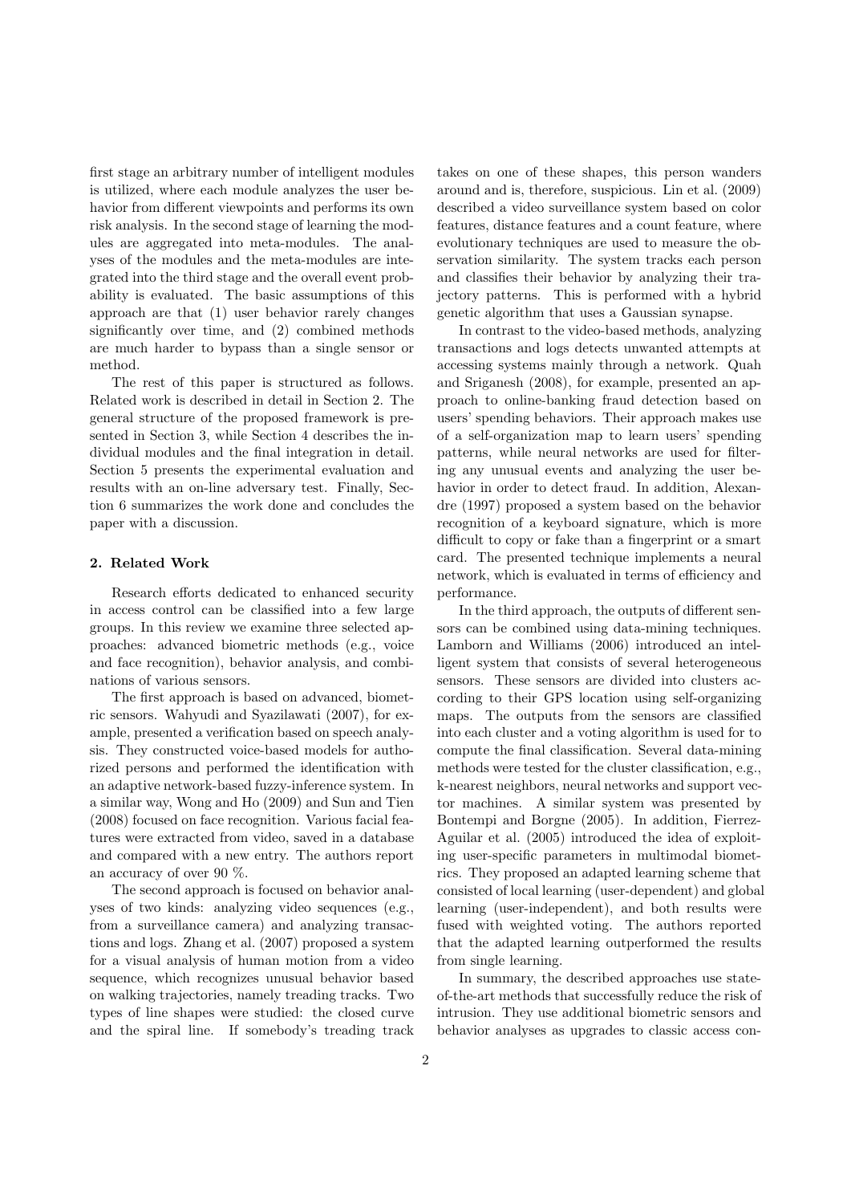first stage an arbitrary number of intelligent modules is utilized, where each module analyzes the user behavior from different viewpoints and performs its own risk analysis. In the second stage of learning the modules are aggregated into meta-modules. The analyses of the modules and the meta-modules are integrated into the third stage and the overall event probability is evaluated. The basic assumptions of this approach are that (1) user behavior rarely changes significantly over time, and (2) combined methods are much harder to bypass than a single sensor or method.

The rest of this paper is structured as follows. Related work is described in detail in Section 2. The general structure of the proposed framework is presented in Section 3, while Section 4 describes the individual modules and the final integration in detail. Section 5 presents the experimental evaluation and results with an on-line adversary test. Finally, Section 6 summarizes the work done and concludes the paper with a discussion.

## 2. Related Work

Research efforts dedicated to enhanced security in access control can be classified into a few large groups. In this review we examine three selected approaches: advanced biometric methods (e.g., voice and face recognition), behavior analysis, and combinations of various sensors.

The first approach is based on advanced, biometric sensors. Wahyudi and Syazilawati (2007), for example, presented a verification based on speech analysis. They constructed voice-based models for authorized persons and performed the identification with an adaptive network-based fuzzy-inference system. In a similar way, Wong and Ho (2009) and Sun and Tien (2008) focused on face recognition. Various facial features were extracted from video, saved in a database and compared with a new entry. The authors report an accuracy of over 90 %.

The second approach is focused on behavior analyses of two kinds: analyzing video sequences (e.g., from a surveillance camera) and analyzing transactions and logs. Zhang et al. (2007) proposed a system for a visual analysis of human motion from a video sequence, which recognizes unusual behavior based on walking trajectories, namely treading tracks. Two types of line shapes were studied: the closed curve and the spiral line. If somebody's treading track takes on one of these shapes, this person wanders around and is, therefore, suspicious. Lin et al. (2009) described a video surveillance system based on color features, distance features and a count feature, where evolutionary techniques are used to measure the observation similarity. The system tracks each person and classifies their behavior by analyzing their trajectory patterns. This is performed with a hybrid genetic algorithm that uses a Gaussian synapse.

In contrast to the video-based methods, analyzing transactions and logs detects unwanted attempts at accessing systems mainly through a network. Quah and Sriganesh (2008), for example, presented an approach to online-banking fraud detection based on users' spending behaviors. Their approach makes use of a self-organization map to learn users' spending patterns, while neural networks are used for filtering any unusual events and analyzing the user behavior in order to detect fraud. In addition, Alexandre (1997) proposed a system based on the behavior recognition of a keyboard signature, which is more difficult to copy or fake than a fingerprint or a smart card. The presented technique implements a neural network, which is evaluated in terms of efficiency and performance.

In the third approach, the outputs of different sensors can be combined using data-mining techniques. Lamborn and Williams (2006) introduced an intelligent system that consists of several heterogeneous sensors. These sensors are divided into clusters according to their GPS location using self-organizing maps. The outputs from the sensors are classified into each cluster and a voting algorithm is used for to compute the final classification. Several data-mining methods were tested for the cluster classification, e.g., k-nearest neighbors, neural networks and support vector machines. A similar system was presented by Bontempi and Borgne (2005). In addition, Fierrez-Aguilar et al. (2005) introduced the idea of exploiting user-specific parameters in multimodal biometrics. They proposed an adapted learning scheme that consisted of local learning (user-dependent) and global learning (user-independent), and both results were fused with weighted voting. The authors reported that the adapted learning outperformed the results from single learning.

In summary, the described approaches use state-of-the-art methods that successfully reduce the risk of intrusion. They use additional biometric sensors and behavior analyses as upgrades to classic access con-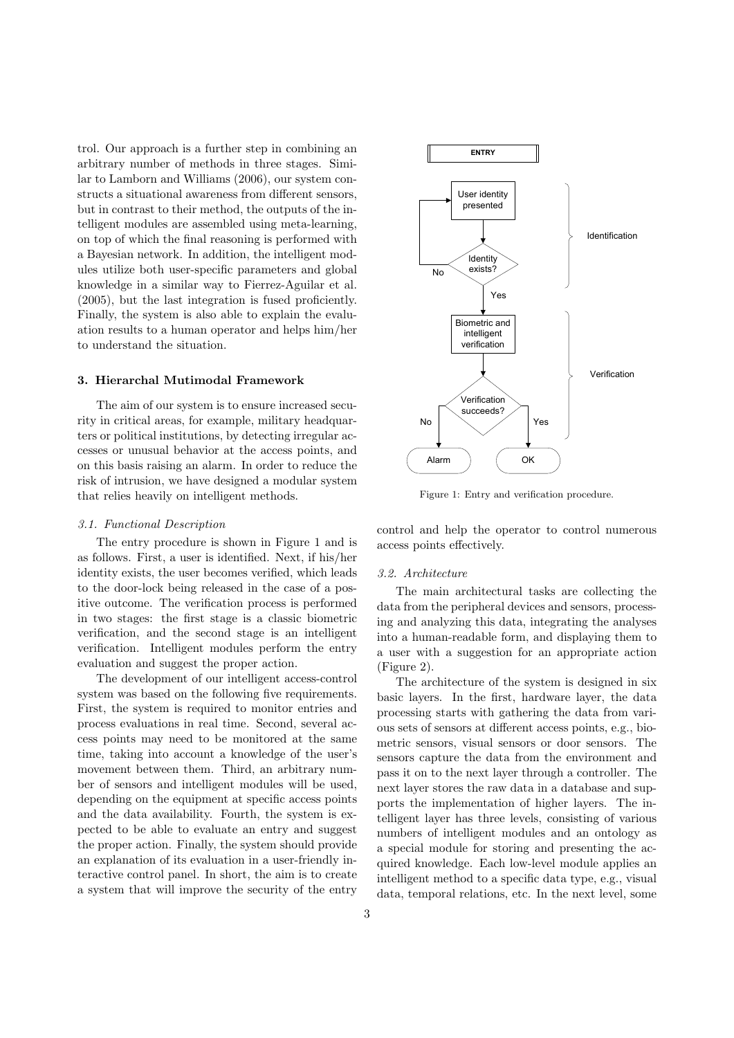trol. Our approach is a further step in combining an arbitrary number of methods in three stages. Similar to Lamborn and Williams (2006), our system constructs a situational awareness from different sensors, but in contrast to their method, the outputs of the intelligent modules are assembled using meta-learning, on top of which the final reasoning is performed with a Bayesian network. In addition, the intelligent modules utilize both user-specific parameters and global knowledge in a similar way to Fierrez-Aguilar et al. (2005), but the last integration is fused proficiently. Finally, the system is also able to explain the evaluation results to a human operator and helps him/her to understand the situation.

## 3. Hierarchal Mutimodal Framework

The aim of our system is to ensure increased security in critical areas, for example, military headquarters or political institutions, by detecting irregular accesses or unusual behavior at the access points, and on this basis raising an alarm. In order to reduce the risk of intrusion, we have designed a modular system that relies heavily on intelligent methods.

### *3.1. Functional Description*

The entry procedure is shown in Figure 1 and is as follows. First, a user is identified. Next, if his/her identity exists, the user becomes verified, which leads to the door-lock being released in the case of a positive outcome. The verification process is performed in two stages: the first stage is a classic biometric verification, and the second stage is an intelligent verification. Intelligent modules perform the entry evaluation and suggest the proper action.

The development of our intelligent access-control system was based on the following five requirements. First, the system is required to monitor entries and process evaluations in real time. Second, several access points may need to be monitored at the same time, taking into account a knowledge of the user's movement between them. Third, an arbitrary number of sensors and intelligent modules will be used, depending on the equipment at specific access points and the data availability. Fourth, the system is expected to be able to evaluate an entry and suggest the proper action. Finally, the system should provide an explanation of its evaluation in a user-friendly interactive control panel. In short, the aim is to create a system that will improve the security of the entry control and help the operator to control numerous access points effectively.

ENTRY

User identity presented

Identity exists?

No

Yes

Identification

Biometric and intelligent verification

Verification succeeds?

No

Yes

Verification

Alarm

OK

Figure 1: Entry and verification procedure.

### *3.2. Architecture*

The main architectural tasks are collecting the data from the peripheral devices and sensors, processing and analyzing this data, integrating the analyses into a human-readable form, and displaying them to a user with a suggestion for an appropriate action (Figure 2).

The architecture of the system is designed in six basic layers. In the first, hardware layer, the data processing starts with gathering the data from various sets of sensors at different access points, e.g., biometric sensors, visual sensors or door sensors. The sensors capture the data from the environment and pass it on to the next layer through a controller. The next layer stores the raw data in a database and supports the implementation of higher layers. The intelligent layer has three levels, consisting of various numbers of intelligent modules and an ontology as a special module for storing and presenting the acquired knowledge. Each low-level module applies an intelligent method to a specific data type, e.g., visual data, temporal relations, etc. In the next level, some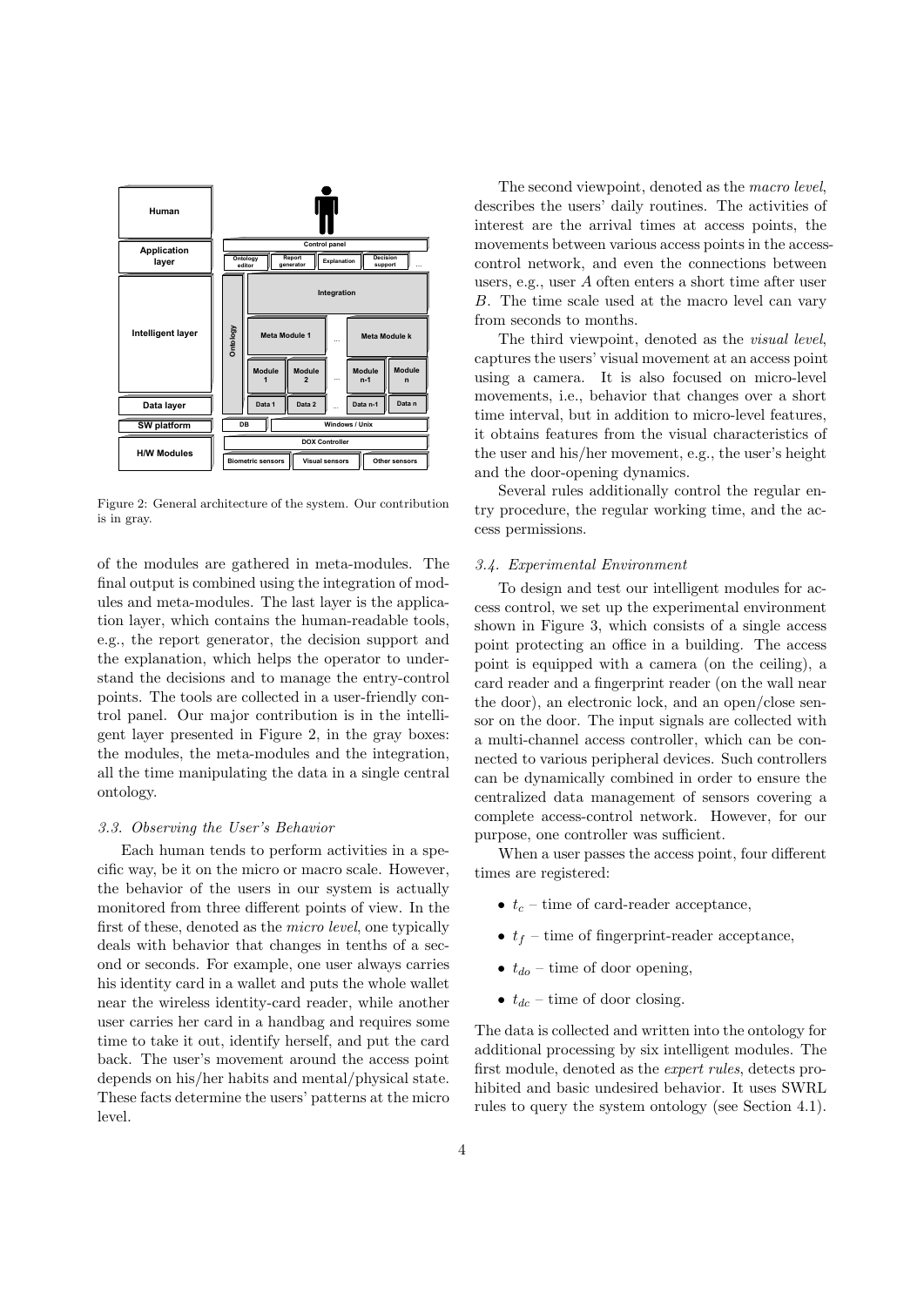Figure 2: General architecture of the system. Our contribution is in gray.

of the modules are gathered in meta-modules. The final output is combined using the integration of modules and meta-modules. The last layer is the application layer, which contains the human-readable tools, e.g., the report generator, the decision support and the explanation, which helps the operator to understand the decisions and to manage the entry-control points. The tools are collected in a user-friendly control panel. Our major contribution is in the intelligent layer presented in Figure 2, in the gray boxes: the modules, the meta-modules and the integration, all the time manipulating the data in a single central ontology.

### *3.3. Observing the User's Behavior*

Each human tends to perform activities in a specific way, be it on the micro or macro scale. However, the behavior of the users in our system is actually monitored from three different points of view. In the first of these, denoted as the *micro level*, one typically deals with behavior that changes in tenths of a second or seconds. For example, one user always carries his identity card in a wallet and puts the whole wallet near the wireless identity-card reader, while another user carries her card in a handbag and requires some time to take it out, identify herself, and put the card back. The user's movement around the access point depends on his/her habits and mental/physical state. These facts determine the users' patterns at the micro level.

The second viewpoint, denoted as the *macro level*, describes the users' daily routines. The activities of interest are the arrival times at access points, the movements between various access points in the access-control network, and even the connections between users, e.g., user $A$ often enters a short time after user $B$. The time scale used at the macro level can vary from seconds to months.

The third viewpoint, denoted as the *visual level*, captures the users' visual movement at an access point using a camera. It is also focused on micro-level movements, i.e., behavior that changes over a short time interval, but in addition to micro-level features, it obtains features from the visual characteristics of the user and his/her movement, e.g., the user's height and the door-opening dynamics.

Several rules additionally control the regular entry procedure, the regular working time, and the access permissions.

### *3.4. Experimental Environment*

To design and test our intelligent modules for access control, we set up the experimental environment shown in Figure 3, which consists of a single access point protecting an office in a building. The access point is equipped with a camera (on the ceiling), a card reader and a fingerprint reader (on the wall near the door), an electronic lock, and an open/close sensor on the door. The input signals are collected with a multi-channel access controller, which can be connected to various peripheral devices. Such controllers can be dynamically combined in order to ensure the centralized data management of sensors covering a complete access-control network. However, for our purpose, one controller was sufficient.

When a user passes the access point, four different times are registered:

- $t_c$ – time of card-reader acceptance,
- $t_f$ – time of fingerprint-reader acceptance,
- $t_{do}$ – time of door opening,
- $t_{dc}$ – time of door closing.

The data is collected and written into the ontology for additional processing by six intelligent modules. The first module, denoted as the *expert rules*, detects prohibited and basic undesired behavior. It uses SWRL rules to query the system ontology (see Section 4.1).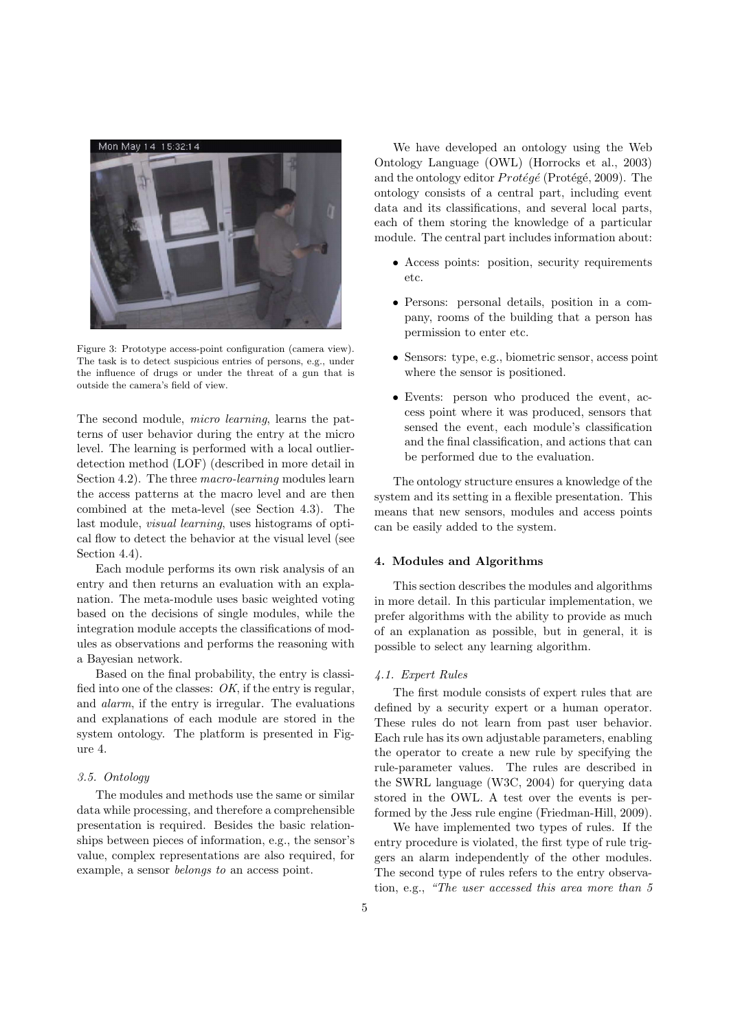Figure 3: Prototype access-point configuration (camera view). The task is to detect suspicious entries of persons, e.g., under the influence of drugs or under the threat of a gun that is outside the camera's field of view.

The second module, *micro learning*, learns the patterns of user behavior during the entry at the micro level. The learning is performed with a local outlier-detection method (LOF) (described in more detail in Section 4.2). The three *macro-learning* modules learn the access patterns at the macro level and are then combined at the meta-level (see Section 4.3). The last module, *visual learning*, uses histograms of optical flow to detect the behavior at the visual level (see Section 4.4).

Each module performs its own risk analysis of an entry and then returns an evaluation with an explanation. The meta-module uses basic weighted voting based on the decisions of single modules, while the integration module accepts the classifications of modules as observations and performs the reasoning with a Bayesian network.

Based on the final probability, the entry is classified into one of the classes: *OK*, if the entry is regular, and *alarm*, if the entry is irregular. The evaluations and explanations of each module are stored in the system ontology. The platform is presented in Figure 4.

### *3.5. Ontology*

The modules and methods use the same or similar data while processing, and therefore a comprehensible presentation is required. Besides the basic relationships between pieces of information, e.g., the sensor's value, complex representations are also required, for example, a sensor *belongs to* an access point.

We have developed an ontology using the Web Ontology Language (OWL) (Horrocks et al., 2003) and the ontology editor *Protégé* (Protégé, 2009). The ontology consists of a central part, including event data and its classifications, and several local parts, each of them storing the knowledge of a particular module. The central part includes information about:

- Access points: position, security requirements etc.
- Persons: personal details, position in a company, rooms of the building that a person has permission to enter etc.
- Sensors: type, e.g., biometric sensor, access point where the sensor is positioned.
- Events: person who produced the event, access point where it was produced, sensors that sensed the event, each module's classification and the final classification, and actions that can be performed due to the evaluation.

The ontology structure ensures a knowledge of the system and its setting in a flexible presentation. This means that new sensors, modules and access points can be easily added to the system.

## 4. Modules and Algorithms

This section describes the modules and algorithms in more detail. In this particular implementation, we prefer algorithms with the ability to provide as much of an explanation as possible, but in general, it is possible to select any learning algorithm.

### *4.1. Expert Rules*

The first module consists of expert rules that are defined by a security expert or a human operator. These rules do not learn from past user behavior. Each rule has its own adjustable parameters, enabling the operator to create a new rule by specifying the rule-parameter values. The rules are described in the SWRL language (W3C, 2004) for querying data stored in the OWL. A test over the events is performed by the Jess rule engine (Friedman-Hill, 2009).

We have implemented two types of rules. If the entry procedure is violated, the first type of rule triggers an alarm independently of the other modules. The second type of rules refers to the entry observation, e.g., *"The user accessed this area more than 5*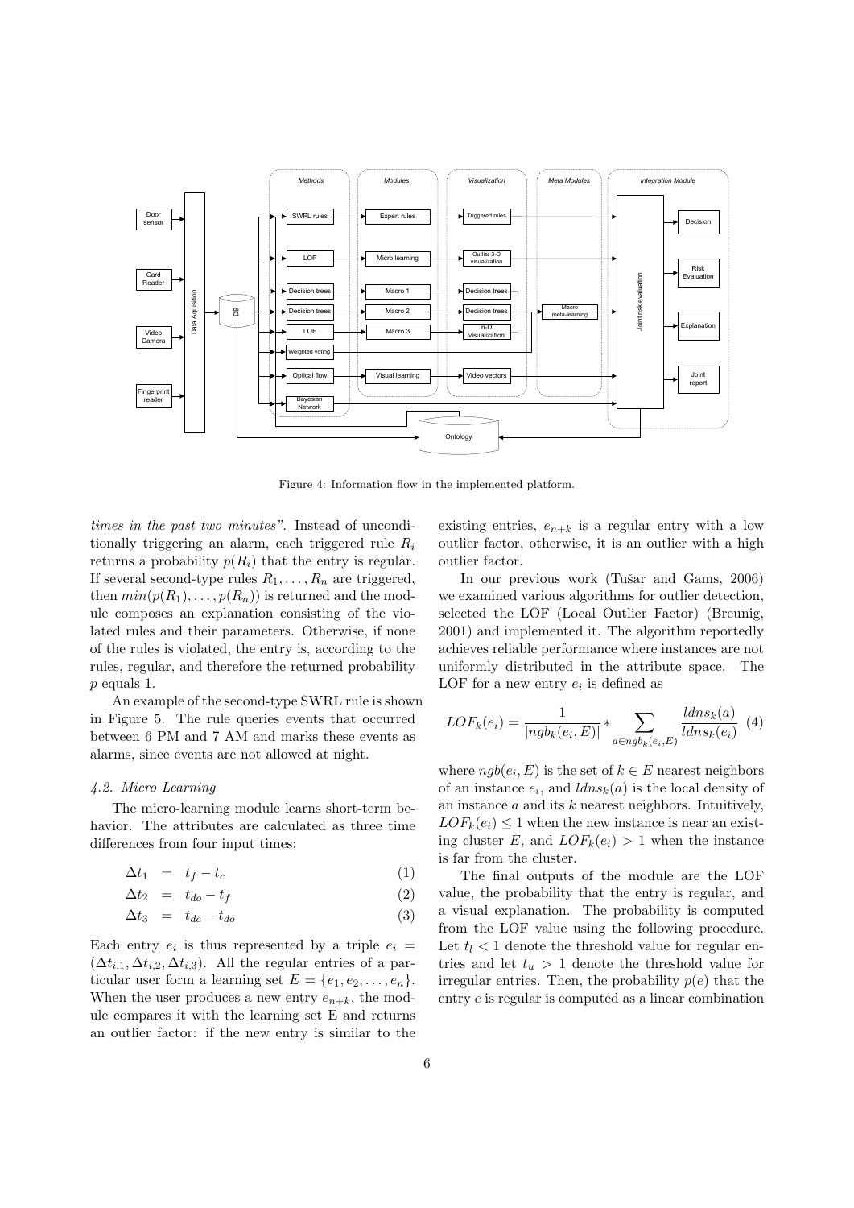Figure 4: Information flow in the implemented platform.

*times in the past two minutes"*. Instead of unconditionally triggering an alarm, each triggered rule $R_i$ returns a probability $p(R_i)$ that the entry is regular. If several second-type rules $R_1, \ldots, R_n$ are triggered, then $min(p(R_1), \ldots, p(R_n))$ is returned and the module composes an explanation consisting of the violated rules and their parameters. Otherwise, if none of the rules is violated, the entry is, according to the rules, regular, and therefore the returned probability $p$ equals 1.

An example of the second-type SWRL rule is shown in Figure 5. The rule queries events that occurred between 6 PM and 7 AM and marks these events as alarms, since events are not allowed at night.

### 4.2. Micro Learning

The micro-learning module learns short-term behavior. The attributes are calculated as three time differences from four input times:

$$\Delta t_1 = t_f - t_c \quad (1)$$

$$\Delta t_2 = t_{do} - t_f \quad (2)$$

$$\Delta t_3 = t_{dc} - t_{do} \quad (3)$$

Each entry $e_i$ is thus represented by a triple $e_i = (\Delta t_{i,1}, \Delta t_{i,2}, \Delta t_{i,3})$. All the regular entries of a particular user form a learning set $E = \{e_1, e_2, \ldots, e_n\}$. When the user produces a new entry $e_{n+k}$, the module compares it with the learning set E and returns an outlier factor: if the new entry is similar to the existing entries, $e_{n+k}$ is a regular entry with a low outlier factor, otherwise, it is an outlier with a high outlier factor.

In our previous work (Tušar and Gams, 2006) we examined various algorithms for outlier detection, selected the LOF (Local Outlier Factor) (Breunig, 2001) and implemented it. The algorithm reportedly achieves reliable performance where instances are not uniformly distributed in the attribute space. The LOF for a new entry $e_i$ is defined as

$$LOF_k(e_i) = \frac{1}{|ngb_k(e_i, E)|} * \sum_{a \in ngb_k(e_i, E)} \frac{ldns_k(a)}{ldns_k(e_i)} \quad (4)$$

where $ngb(e_i, E)$ is the set of $k \in E$ nearest neighbors of an instance $e_i$, and $ldns_k(a)$ is the local density of an instance $a$ and its $k$ nearest neighbors. Intuitively, $LOF_k(e_i) \leq 1$ when the new instance is near an existing cluster $E$, and $LOF_k(e_i) > 1$ when the instance is far from the cluster.

The final outputs of the module are the LOF value, the probability that the entry is regular, and a visual explanation. The probability is computed from the LOF value using the following procedure. Let $t_l < 1$ denote the threshold value for regular entries and let $t_u > 1$ denote the threshold value for irregular entries. Then, the probability $p(e)$ that the entry $e$ is regular is computed as a linear combination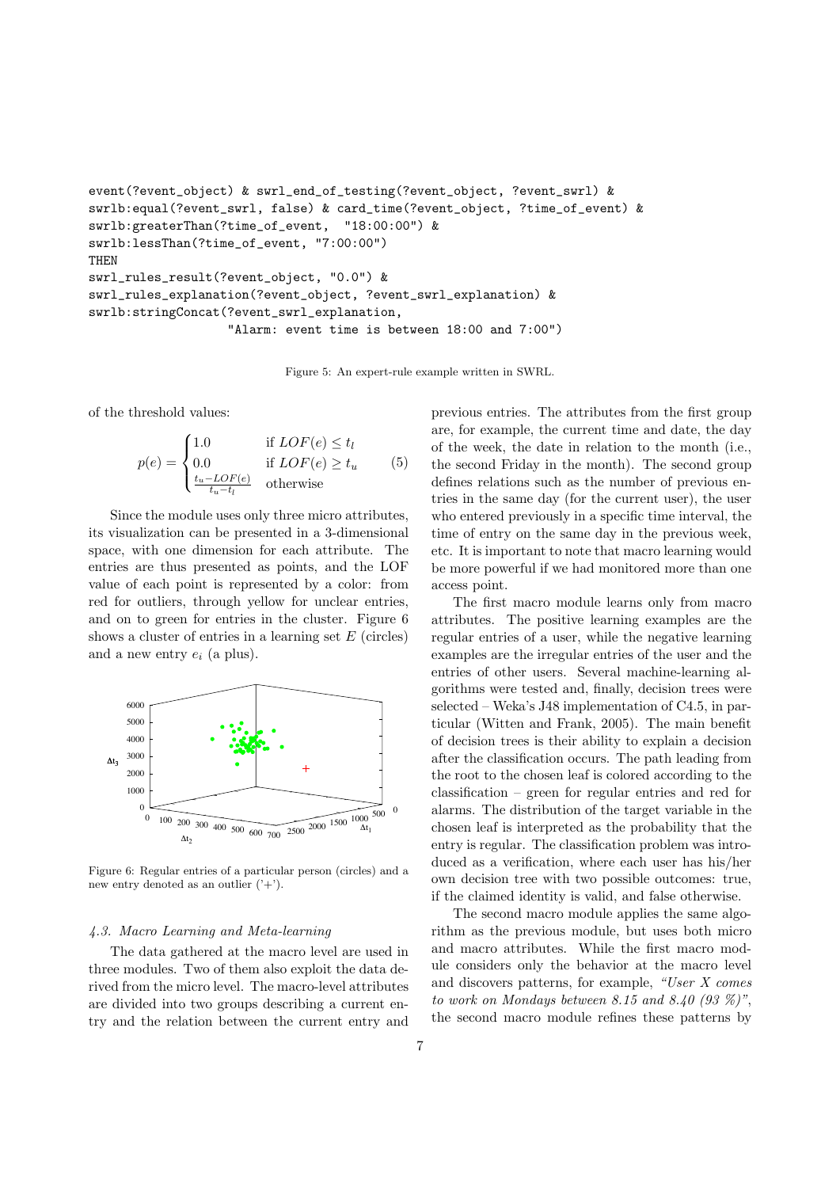```
event(?event_object) & swrl_end_of_testing(?event_object, ?event_swrl) &
swrlb:equal(?event_swrl, false) & card_time(?event_object, ?time_of_event) &
swrlb:greaterThan(?time_of_event,  "18:00:00") &
swrlb:lessThan(?time_of_event, "7:00:00")
THEN
swrl_rules_result(?event_object, "0.0") &
swrl_rules_explanation(?event_object, ?event_swrl_explanation) &
swrlb:stringConcat(?event_swrl_explanation,
                   "Alarm: event time is between 18:00 and 7:00")
```

Figure 5: An expert-rule example written in SWRL.

of the threshold values:

$$p(e) = \begin{cases} 1.0 & \text{if } LOF(e) \leq t_l \\ 0.0 & \text{if } LOF(e) \geq t_u \\ \frac{t_u - LOF(e)}{t_u - t_l} & \text{otherwise} \end{cases} \quad (5)$$

Since the module uses only three micro attributes, its visualization can be presented in a 3-dimensional space, with one dimension for each attribute. The entries are thus presented as points, and the LOF value of each point is represented by a color: from red for outliers, through yellow for unclear entries, and on to green for entries in the cluster. Figure 6 shows a cluster of entries in a learning set $E$ (circles) and a new entry $e_i$ (a plus).

6000
5000
4000
3000
2000
1000
0
$\Delta t_3$
0 100 200 300 400 500 600 700
$\Delta t_2$
2500 2000 1500 1000 500 0
$\Delta t_1$

Figure 6: Regular entries of a particular person (circles) and a new entry denoted as an outlier ('+').

### 4.3. Macro Learning and Meta-learning

The data gathered at the macro level are used in three modules. Two of them also exploit the data derived from the micro level. The macro-level attributes are divided into two groups describing a current entry and the relation between the current entry and previous entries. The attributes from the first group are, for example, the current time and date, the day of the week, the date in relation to the month (i.e., the second Friday in the month). The second group defines relations such as the number of previous entries in the same day (for the current user), the user who entered previously in a specific time interval, the time of entry on the same day in the previous week, etc. It is important to note that macro learning would be more powerful if we had monitored more than one access point.

The first macro module learns only from macro attributes. The positive learning examples are the regular entries of a user, while the negative learning examples are the irregular entries of the user and the entries of other users. Several machine-learning algorithms were tested and, finally, decision trees were selected – Weka's J48 implementation of C4.5, in particular (Witten and Frank, 2005). The main benefit of decision trees is their ability to explain a decision after the classification occurs. The path leading from the root to the chosen leaf is colored according to the classification – green for regular entries and red for alarms. The distribution of the target variable in the chosen leaf is interpreted as the probability that the entry is regular. The classification problem was introduced as a verification, where each user has his/her own decision tree with two possible outcomes: true, if the claimed identity is valid, and false otherwise.

The second macro module applies the same algorithm as the previous module, but uses both micro and macro attributes. While the first macro module considers only the behavior at the macro level and discovers patterns, for example, *"User X comes to work on Mondays between 8.15 and 8.40 (93 %)"*, the second macro module refines these patterns by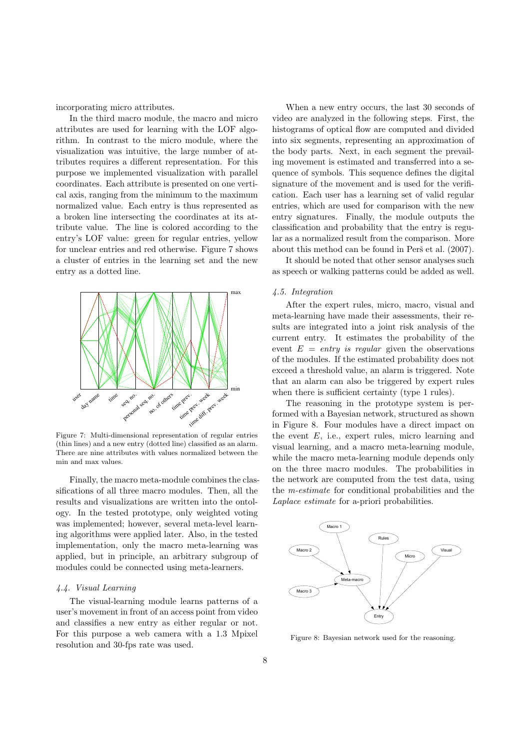incorporating micro attributes.

In the third macro module, the macro and micro attributes are used for learning with the LOF algorithm. In contrast to the micro module, where the visualization was intuitive, the large number of attributes requires a different representation. For this purpose we implemented visualization with parallel coordinates. Each attribute is presented on one vertical axis, ranging from the minimum to the maximum normalized value. Each entry is thus represented as a broken line intersecting the coordinates at its attribute value. The line is colored according to the entry's LOF value: green for regular entries, yellow for unclear entries and red otherwise. Figure 7 shows a cluster of entries in the learning set and the new entry as a dotted line.

Figure 7: Multi-dimensional representation of regular entries (thin lines) and a new entry (dotted line) classified as an alarm. There are nine attributes with values normalized between the min and max values.

Finally, the macro meta-module combines the classifications of all three macro modules. Then, all the results and visualizations are written into the ontology. In the tested prototype, only weighted voting was implemented; however, several meta-level learning algorithms were applied later. Also, in the tested implementation, only the macro meta-learning was applied, but in principle, an arbitrary subgroup of modules could be connected using meta-learners.

### 4.4. Visual Learning

The visual-learning module learns patterns of a user's movement in front of an access point from video and classifies a new entry as either regular or not. For this purpose a web camera with a 1.3 Mpixel resolution and 30-fps rate was used.

When a new entry occurs, the last 30 seconds of video are analyzed in the following steps. First, the histograms of optical flow are computed and divided into six segments, representing an approximation of the body parts. Next, in each segment the prevailing movement is estimated and transferred into a sequence of symbols. This sequence defines the digital signature of the movement and is used for the verification. Each user has a learning set of valid regular entries, which are used for comparison with the new entry signatures. Finally, the module outputs the classification and probability that the entry is regular as a normalized result from the comparison. More about this method can be found in Perš et al. (2007).

It should be noted that other sensor analyses such as speech or walking patterns could be added as well.

### 4.5. Integration

After the expert rules, micro, macro, visual and meta-learning have made their assessments, their results are integrated into a joint risk analysis of the current entry. It estimates the probability of the event $E$ = *entry is regular* given the observations of the modules. If the estimated probability does not exceed a threshold value, an alarm is triggered. Note that an alarm can also be triggered by expert rules when there is sufficient certainty (type 1 rules).

The reasoning in the prototype system is performed with a Bayesian network, structured as shown in Figure 8. Four modules have a direct impact on the event $E$, i.e., expert rules, micro learning and visual learning, and a macro meta-learning module, while the macro meta-learning module depends only on the three macro modules. The probabilities in the network are computed from the test data, using the *m-estimate* for conditional probabilities and the *Laplace estimate* for a-priori probabilities.

Figure 8: Bayesian network used for the reasoning.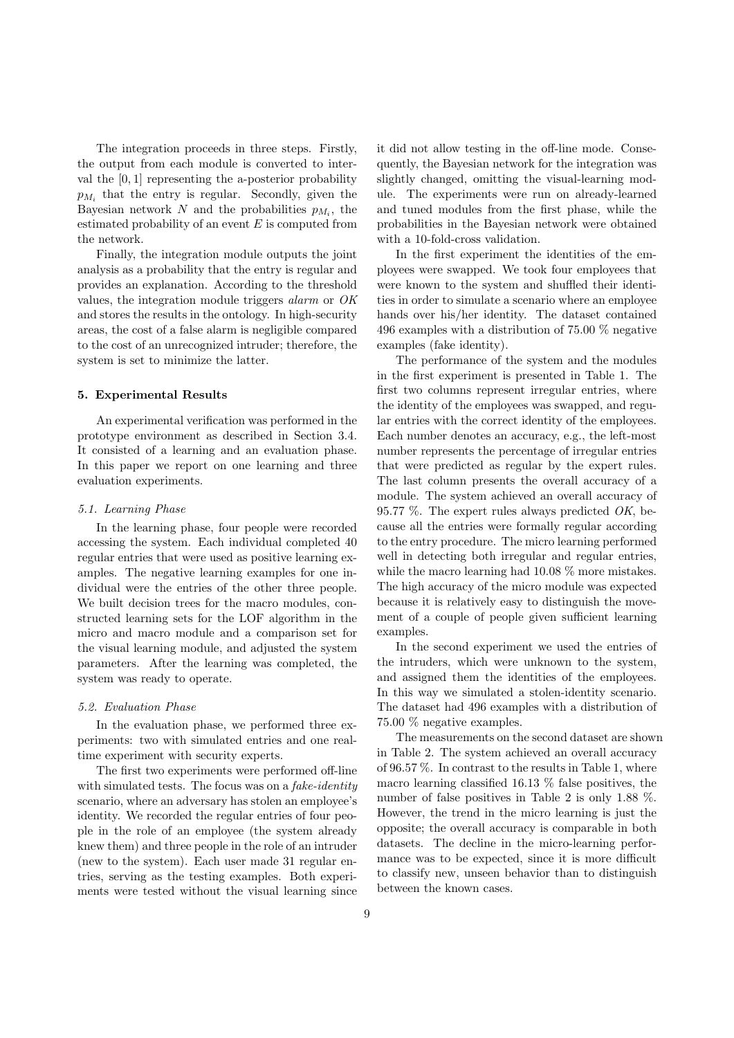The integration proceeds in three steps. Firstly, the output from each module is converted to interval the $[0, 1]$ representing the a-posterior probability $p_{M_i}$ that the entry is regular. Secondly, given the Bayesian network $N$ and the probabilities $p_{M_i}$, the estimated probability of an event $E$ is computed from the network.

Finally, the integration module outputs the joint analysis as a probability that the entry is regular and provides an explanation. According to the threshold values, the integration module triggers *alarm* or *OK* and stores the results in the ontology. In high-security areas, the cost of a false alarm is negligible compared to the cost of an unrecognized intruder; therefore, the system is set to minimize the latter.

## 5. Experimental Results

An experimental verification was performed in the prototype environment as described in Section 3.4. It consisted of a learning and an evaluation phase. In this paper we report on one learning and three evaluation experiments.

### 5.1. Learning Phase

In the learning phase, four people were recorded accessing the system. Each individual completed 40 regular entries that were used as positive learning examples. The negative learning examples for one individual were the entries of the other three people. We built decision trees for the macro modules, constructed learning sets for the LOF algorithm in the micro and macro module and a comparison set for the visual learning module, and adjusted the system parameters. After the learning was completed, the system was ready to operate.

### 5.2. Evaluation Phase

In the evaluation phase, we performed three experiments: two with simulated entries and one real-time experiment with security experts.

The first two experiments were performed off-line with simulated tests. The focus was on a *fake-identity* scenario, where an adversary has stolen an employee's identity. We recorded the regular entries of four people in the role of an employee (the system already knew them) and three people in the role of an intruder (new to the system). Each user made 31 regular entries, serving as the testing examples. Both experiments were tested without the visual learning since it did not allow testing in the off-line mode. Consequently, the Bayesian network for the integration was slightly changed, omitting the visual-learning module. The experiments were run on already-learned and tuned modules from the first phase, while the probabilities in the Bayesian network were obtained with a 10-fold-cross validation.

In the first experiment the identities of the employees were swapped. We took four employees that were known to the system and shuffled their identities in order to simulate a scenario where an employee hands over his/her identity. The dataset contained 496 examples with a distribution of 75.00 % negative examples (fake identity).

The performance of the system and the modules in the first experiment is presented in Table 1. The first two columns represent irregular entries, where the identity of the employees was swapped, and regular entries with the correct identity of the employees. Each number denotes an accuracy, e.g., the left-most number represents the percentage of irregular entries that were predicted as regular by the expert rules. The last column presents the overall accuracy of a module. The system achieved an overall accuracy of 95.77 %. The expert rules always predicted *OK*, because all the entries were formally regular according to the entry procedure. The micro learning performed well in detecting both irregular and regular entries, while the macro learning had 10.08 % more mistakes. The high accuracy of the micro module was expected because it is relatively easy to distinguish the movement of a couple of people given sufficient learning examples.

In the second experiment we used the entries of the intruders, which were unknown to the system, and assigned them the identities of the employees. In this way we simulated a stolen-identity scenario. The dataset had 496 examples with a distribution of 75.00 % negative examples.

The measurements on the second dataset are shown in Table 2. The system achieved an overall accuracy of 96.57 %. In contrast to the results in Table 1, where macro learning classified 16.13 % false positives, the number of false positives in Table 2 is only 1.88 %. However, the trend in the micro learning is just the opposite; the overall accuracy is comparable in both datasets. The decline in the micro-learning performance was to be expected, since it is more difficult to classify new, unseen behavior than to distinguish between the known cases.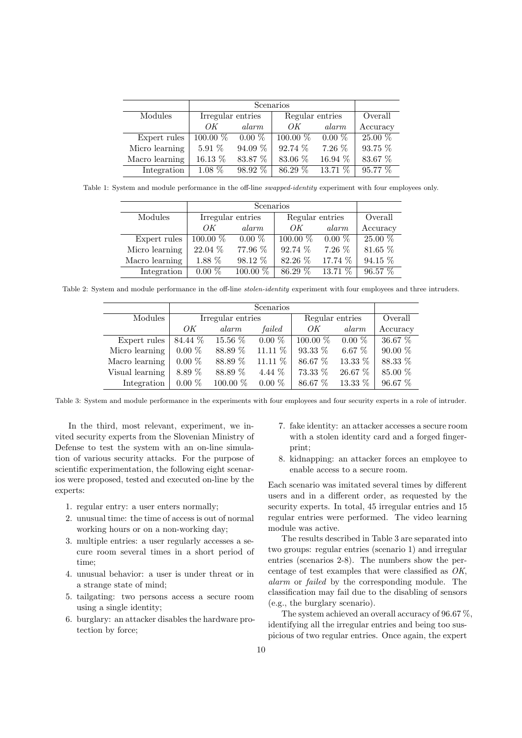| | Scenarios | | | | |
|---|---|---|---|---|---|
| Modules | Irregular entries | | Regular entries | | Overall |
| | *OK* | *alarm* | *OK* | *alarm* | Accuracy |
| Expert rules | 100.00 % | 0.00 % | 100.00 % | 0.00 % | 25.00 % |
| Micro learning | 5.91 % | 94.09 % | 92.74 % | 7.26 % | 93.75 % |
| Macro learning | 16.13 % | 83.87 % | 83.06 % | 16.94 % | 83.67 % |
| Integration | 1.08 % | 98.92 % | 86.29 % | 13.71 % | 95.77 % |

Table 1: System and module performance in the off-line *swapped-identity* experiment with four employees only.

| | Scenarios | | | | |
|---|---|---|---|---|---|
| Modules | Irregular entries | | Regular entries | | Overall |
| | *OK* | *alarm* | *OK* | *alarm* | Accuracy |
| Expert rules | 100.00 % | 0.00 % | 100.00 % | 0.00 % | 25.00 % |
| Micro learning | 22.04 % | 77.96 % | 92.74 % | 7.26 % | 81.65 % |
| Macro learning | 1.88 % | 98.12 % | 82.26 % | 17.74 % | 94.15 % |
| Integration | 0.00 % | 100.00 % | 86.29 % | 13.71 % | 96.57 % |

Table 2: System and module performance in the off-line *stolen-identity* experiment with four employees and three intruders.

| | Scenarios | | | | | |
|---|---|---|---|---|---|---|
| Modules | Irregular entries | | | Regular entries | | Overall |
| | *OK* | *alarm* | *failed* | *OK* | *alarm* | Accuracy |
| Expert rules | 84.44 % | 15.56 % | 0.00 % | 100.00 % | 0.00 % | 36.67 % |
| Micro learning | 0.00 % | 88.89 % | 11.11 % | 93.33 % | 6.67 % | 90.00 % |
| Macro learning | 0.00 % | 88.89 % | 11.11 % | 86.67 % | 13.33 % | 88.33 % |
| Visual learning | 8.89 % | 88.89 % | 4.44 % | 73.33 % | 26.67 % | 85.00 % |
| Integration | 0.00 % | 100.00 % | 0.00 % | 86.67 % | 13.33 % | 96.67 % |

Table 3: System and module performance in the experiments with four employees and four security experts in a role of intruder.

In the third, most relevant, experiment, we invited security experts from the Slovenian Ministry of Defense to test the system with an on-line simulation of various security attacks. For the purpose of scientific experimentation, the following eight scenarios were proposed, tested and executed on-line by the experts:

1. regular entry: a user enters normally;
2. unusual time: the time of access is out of normal working hours or on a non-working day;
3. multiple entries: a user regularly accesses a secure room several times in a short period of time;
4. unusual behavior: a user is under threat or in a strange state of mind;
5. tailgating: two persons access a secure room using a single identity;
6. burglary: an attacker disables the hardware protection by force;
7. fake identity: an attacker accesses a secure room with a stolen identity card and a forged fingerprint;
8. kidnapping: an attacker forces an employee to enable access to a secure room.

Each scenario was imitated several times by different users and in a different order, as requested by the security experts. In total, 45 irregular entries and 15 regular entries were performed. The video learning module was active.

The results described in Table 3 are separated into two groups: regular entries (scenario 1) and irregular entries (scenarios 2-8). The numbers show the percentage of test examples that were classified as *OK*, *alarm* or *failed* by the corresponding module. The classification may fail due to the disabling of sensors (e.g., the burglary scenario).

The system achieved an overall accuracy of 96.67 %, identifying all the irregular entries and being too suspicious of two regular entries. Once again, the expert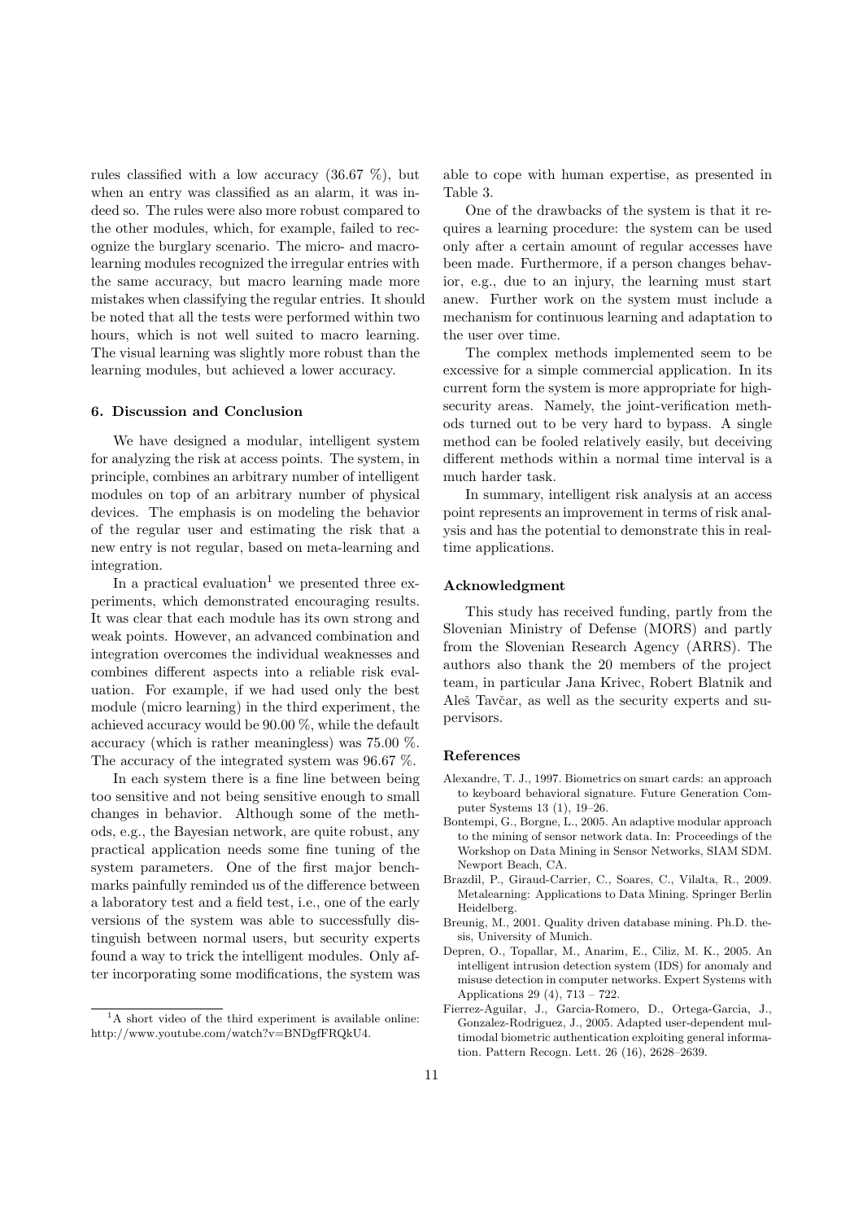rules classified with a low accuracy (36.67 %), but when an entry was classified as an alarm, it was indeed so. The rules were also more robust compared to the other modules, which, for example, failed to recognize the burglary scenario. The micro- and macro-learning modules recognized the irregular entries with the same accuracy, but macro learning made more mistakes when classifying the regular entries. It should be noted that all the tests were performed within two hours, which is not well suited to macro learning. The visual learning was slightly more robust than the learning modules, but achieved a lower accuracy.

### 6. Discussion and Conclusion

We have designed a modular, intelligent system for analyzing the risk at access points. The system, in principle, combines an arbitrary number of intelligent modules on top of an arbitrary number of physical devices. The emphasis is on modeling the behavior of the regular user and estimating the risk that a new entry is not regular, based on meta-learning and integration.

In a practical evaluation[1] we presented three experiments, which demonstrated encouraging results. It was clear that each module has its own strong and weak points. However, an advanced combination and integration overcomes the individual weaknesses and combines different aspects into a reliable risk evaluation. For example, if we had used only the best module (micro learning) in the third experiment, the achieved accuracy would be 90.00 %, while the default accuracy (which is rather meaningless) was 75.00 %. The accuracy of the integrated system was 96.67 %.

In each system there is a fine line between being too sensitive and not being sensitive enough to small changes in behavior. Although some of the methods, e.g., the Bayesian network, are quite robust, any practical application needs some fine tuning of the system parameters. One of the first major benchmarks painfully reminded us of the difference between a laboratory test and a field test, i.e., one of the early versions of the system was able to successfully distinguish between normal users, but security experts found a way to trick the intelligent modules. Only after incorporating some modifications, the system was able to cope with human expertise, as presented in Table 3.

One of the drawbacks of the system is that it requires a learning procedure: the system can be used only after a certain amount of regular accesses have been made. Furthermore, if a person changes behavior, e.g., due to an injury, the learning must start anew. Further work on the system must include a mechanism for continuous learning and adaptation to the user over time.

The complex methods implemented seem to be excessive for a simple commercial application. In its current form the system is more appropriate for high-security areas. Namely, the joint-verification methods turned out to be very hard to bypass. A single method can be fooled relatively easily, but deceiving different methods within a normal time interval is a much harder task.

In summary, intelligent risk analysis at an access point represents an improvement in terms of risk analysis and has the potential to demonstrate this in real-time applications.

### Acknowledgment

This study has received funding, partly from the Slovenian Ministry of Defense (MORS) and partly from the Slovenian Research Agency (ARRS). The authors also thank the 20 members of the project team, in particular Jana Krivec, Robert Blatnik and Aleš Tavčar, as well as the security experts and supervisors.

### References

- Alexandre, T. J., 1997. Biometrics on smart cards: an approach to keyboard behavioral signature. Future Generation Computer Systems 13 (1), 19–26.
- Bontempi, G., Borgne, L., 2005. An adaptive modular approach to the mining of sensor network data. In: Proceedings of the Workshop on Data Mining in Sensor Networks, SIAM SDM. Newport Beach, CA.
- Brazdil, P., Giraud-Carrier, C., Soares, C., Vilalta, R., 2009. Metalearning: Applications to Data Mining. Springer Berlin Heidelberg.
- Breunig, M., 2001. Quality driven database mining. Ph.D. thesis, University of Munich.
- Depren, O., Topallar, M., Anarim, E., Ciliz, M. K., 2005. An intelligent intrusion detection system (IDS) for anomaly and misuse detection in computer networks. Expert Systems with Applications 29 (4), 713 – 722.
- Fierrez-Aguilar, J., Garcia-Romero, D., Ortega-Garcia, J., Gonzalez-Rodriguez, J., 2005. Adapted user-dependent multimodal biometric authentication exploiting general information. Pattern Recogn. Lett. 26 (16), 2628–2639.

[1] A short video of the third experiment is available online: http://www.youtube.com/watch?v=BNDgfFRQkU4.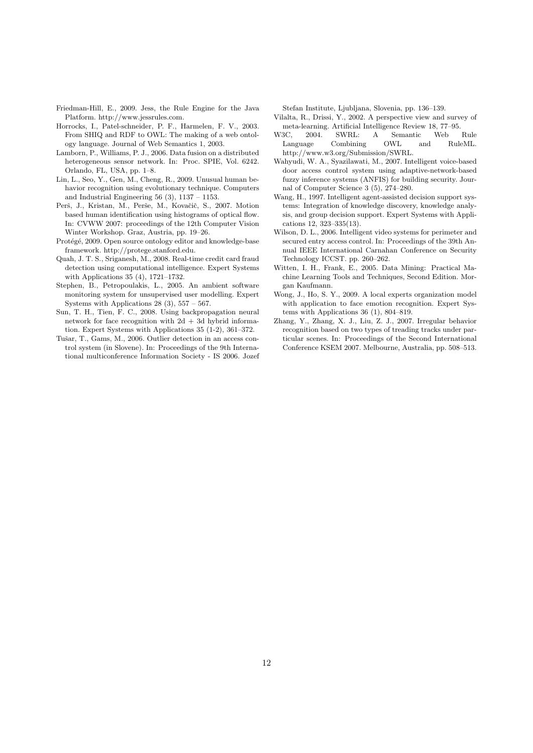Friedman-Hill, E., 2009. Jess, the Rule Engine for the Java Platform. http://www.jessrules.com.

Horrocks, I., Patel-schneider, P. F., Harmelen, F. V., 2003. From SHIQ and RDF to OWL: The making of a web ontology language. Journal of Web Semantics 1, 2003.

Lamborn, P., Williams, P. J., 2006. Data fusion on a distributed heterogeneous sensor network. In: Proc. SPIE, Vol. 6242. Orlando, FL, USA, pp. 1–8.

Lin, L., Seo, Y., Gen, M., Cheng, R., 2009. Unusual human behavior recognition using evolutionary technique. Computers and Industrial Engineering 56 (3), 1137 – 1153.

Perš, J., Kristan, M., Perše, M., Kovačič, S., 2007. Motion based human identification using histograms of optical flow. In: CVWW 2007: proceedings of the 12th Computer Vision Winter Workshop. Graz, Austria, pp. 19–26.

Protégé, 2009. Open source ontology editor and knowledge-base framework. http://protege.stanford.edu.

Quah, J. T. S., Sriganesh, M., 2008. Real-time credit card fraud detection using computational intelligence. Expert Systems with Applications 35 (4), 1721–1732.

Stephen, B., Petropoulakis, L., 2005. An ambient software monitoring system for unsupervised user modelling. Expert Systems with Applications 28 (3), 557 – 567.

Sun, T. H., Tien, F. C., 2008. Using backpropagation neural network for face recognition with 2d + 3d hybrid information. Expert Systems with Applications 35 (1-2), 361–372.

Tušar, T., Gams, M., 2006. Outlier detection in an access control system (in Slovene). In: Proceedings of the 9th International multiconference Information Society - IS 2006. Jozef Stefan Institute, Ljubljana, Slovenia, pp. 136–139.

Vilalta, R., Drissi, Y., 2002. A perspective view and survey of meta-learning. Artificial Intelligence Review 18, 77–95.

W3C, 2004. SWRL: A Semantic Web Rule Language Combining OWL and RuleML. http://www.w3.org/Submission/SWRL.

Wahyudi, W. A., Syazilawati, M., 2007. Intelligent voice-based door access control system using adaptive-network-based fuzzy inference systems (ANFIS) for building security. Journal of Computer Science 3 (5), 274–280.

Wang, H., 1997. Intelligent agent-assisted decision support systems: Integration of knowledge discovery, knowledge analysis, and group decision support. Expert Systems with Applications 12, 323–335(13).

Wilson, D. L., 2006. Intelligent video systems for perimeter and secured entry access control. In: Proceedings of the 39th Annual IEEE International Carnahan Conference on Security Technology ICCST. pp. 260–262.

Witten, I. H., Frank, E., 2005. Data Mining: Practical Machine Learning Tools and Techniques, Second Edition. Morgan Kaufmann.

Wong, J., Ho, S. Y., 2009. A local experts organization model with application to face emotion recognition. Expert Systems with Applications 36 (1), 804–819.

Zhang, Y., Zhang, X. J., Liu, Z. J., 2007. Irregular behavior recognition based on two types of treading tracks under particular scenes. In: Proceedings of the Second International Conference KSEM 2007. Melbourne, Australia, pp. 508–513.